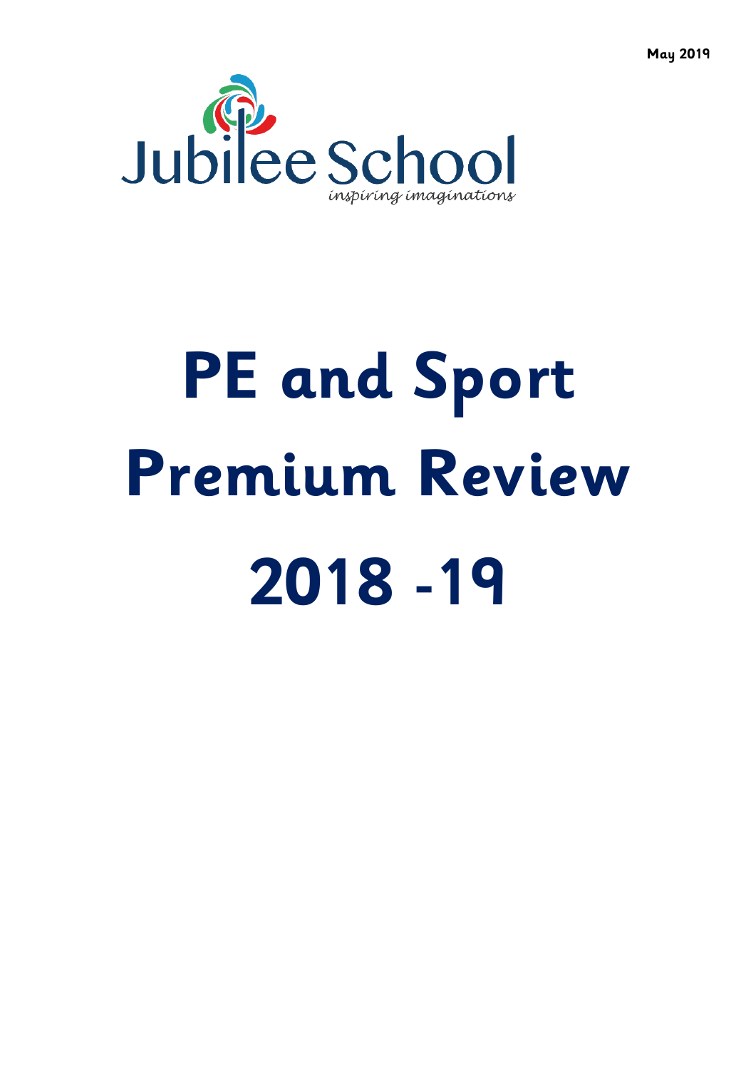May 2019

Jubilee School

*inspiring imaginations*

# PE and Sport Premium Review 2018 -19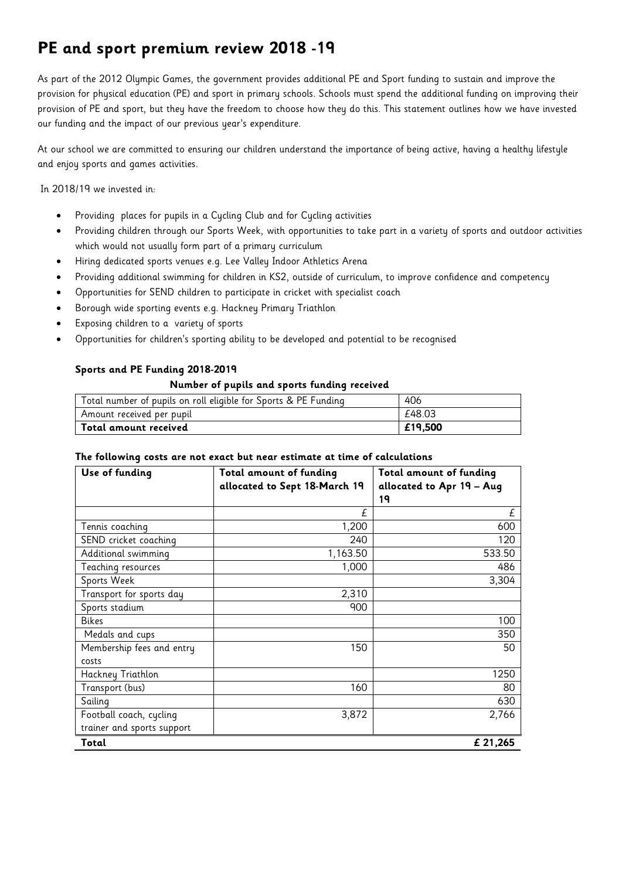# PE and sport premium review 2018 -19

As part of the 2012 Olympic Games, the government provides additional PE and Sport funding to sustain and improve the provision for physical education (PE) and sport in primary schools. Schools must spend the additional funding on improving their provision of PE and sport, but they have the freedom to choose how they do this. This statement outlines how we have invested our funding and the impact of our previous year's expenditure.

At our school we are committed to ensuring our children understand the importance of being active, having a healthy lifestyle and enjoy sports and games activities.

In 2018/19 we invested in:

- Providing places for pupils in a Cycling Club and for Cycling activities
- Providing children through our Sports Week, with opportunities to take part in a variety of sports and outdoor activities which would not usually form part of a primary curriculum
- Hiring dedicated sports venues e.g. Lee Valley Indoor Athletics Arena
- Providing additional swimming for children in KS2, outside of curriculum, to improve confidence and competency
- Opportunities for SEND children to participate in cricket with specialist coach
- Borough wide sporting events e.g. Hackney Primary Triathlon
- Exposing children to a variety of sports
- Opportunities for children's sporting ability to be developed and potential to be recognised

### Sports and PE Funding 2018-2019

**Number of pupils and sports funding received**

| | |
|---|---|
| Total number of pupils on roll eligible for Sports & PE Funding | 406 |
| Amount received per pupil | £48.03 |
| **Total amount received** | **£19,500** |

**The following costs are not exact but near estimate at time of calculations**

| Use of funding | Total amount of funding allocated to Sept 18-March 19 | Total amount of funding allocated to Apr 19 – Aug 19 |
|---|---|---|
| | £ | £ |
| Tennis coaching | 1,200 | 600 |
| SEND cricket coaching | 240 | 120 |
| Additional swimming | 1,163.50 | 533.50 |
| Teaching resources | 1,000 | 486 |
| Sports Week | | 3,304 |
| Transport for sports day | 2,310 | |
| Sports stadium | 900 | |
| Bikes | | 100 |
| Medals and cups | | 350 |
| Membership fees and entry costs | 150 | 50 |
| Hackney Triathlon | | 1250 |
| Transport (bus) | 160 | 80 |
| Sailing | | 630 |
| Football coach, cycling trainer and sports support | 3,872 | 2,766 |
| **Total** | | **£ 21,265** |